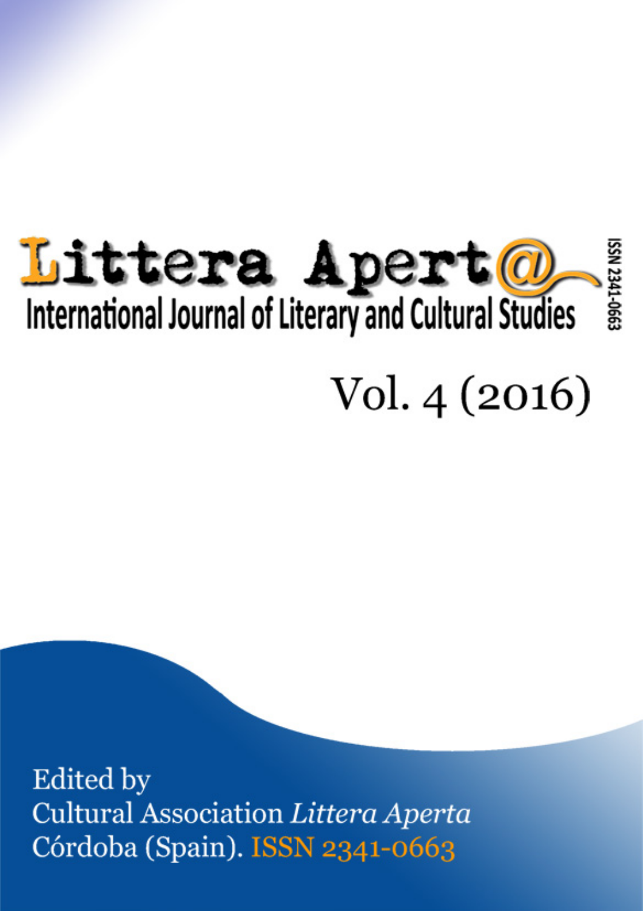# Littera Apert@

## International Journal of Literary and Cultural Studies

ISSN 2341-0663

Vol. 4 (2016)

Edited by
Cultural Association *Littera Aperta*
Córdoba (Spain). ISSN 2341-0663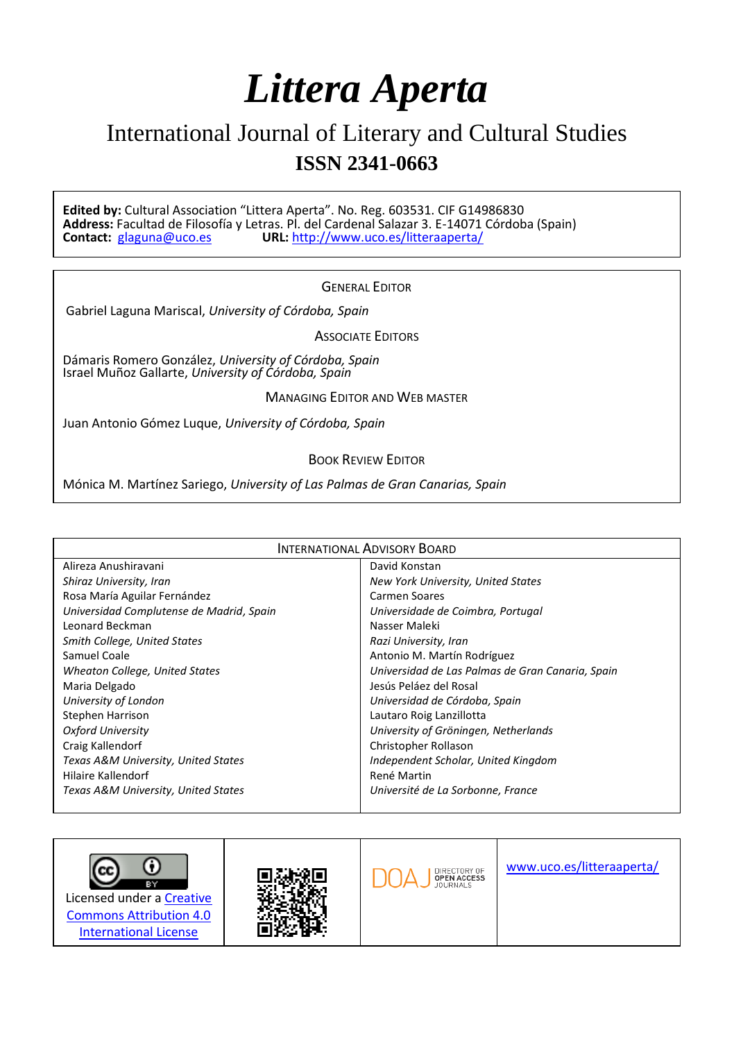# *Littera Aperta*

## International Journal of Literary and Cultural Studies

### ISSN 2341-0663

**Edited by:** Cultural Association "Littera Aperta". No. Reg. 603531. CIF G14986830
**Address:** Facultad de Filosofía y Letras. Pl. del Cardenal Salazar 3. E-14071 Córdoba (Spain)
**Contact:** glaguna@uco.es **URL:** http://www.uco.es/litteraaperta/

GENERAL EDITOR

Gabriel Laguna Mariscal, *University of Córdoba, Spain*

ASSOCIATE EDITORS

Dámaris Romero González, *University of Córdoba, Spain*
Israel Muñoz Gallarte, *University of Córdoba, Spain*

MANAGING EDITOR AND WEB MASTER

Juan Antonio Gómez Luque, *University of Córdoba, Spain*

BOOK REVIEW EDITOR

Mónica M. Martínez Sariego, *University of Las Palmas de Gran Canarias, Spain*

INTERNATIONAL ADVISORY BOARD

Alireza Anushiravani
*Shiraz University, Iran*
Rosa María Aguilar Fernández
*Universidad Complutense de Madrid, Spain*
Leonard Beckman
*Smith College, United States*
Samuel Coale
*Wheaton College, United States*
Maria Delgado
*University of London*
Stephen Harrison
*Oxford University*
Craig Kallendorf
*Texas A&M University, United States*
Hilaire Kallendorf
*Texas A&M University, United States*
David Konstan
*New York University, United States*
Carmen Soares
*Universidade de Coimbra, Portugal*
Nasser Maleki
*Razi University, Iran*
Antonio M. Martín Rodríguez
*Universidad de Las Palmas de Gran Canaria, Spain*
Jesús Peláez del Rosal
*Universidad de Córdoba, Spain*
Lautaro Roig Lanzillotta
*University of Gröningen, Netherlands*
Christopher Rollason
*Independent Scholar, United Kingdom*
René Martin
*Université de La Sorbonne, France*

Licensed under a Creative Commons Attribution 4.0 International License

www.uco.es/litteraaperta/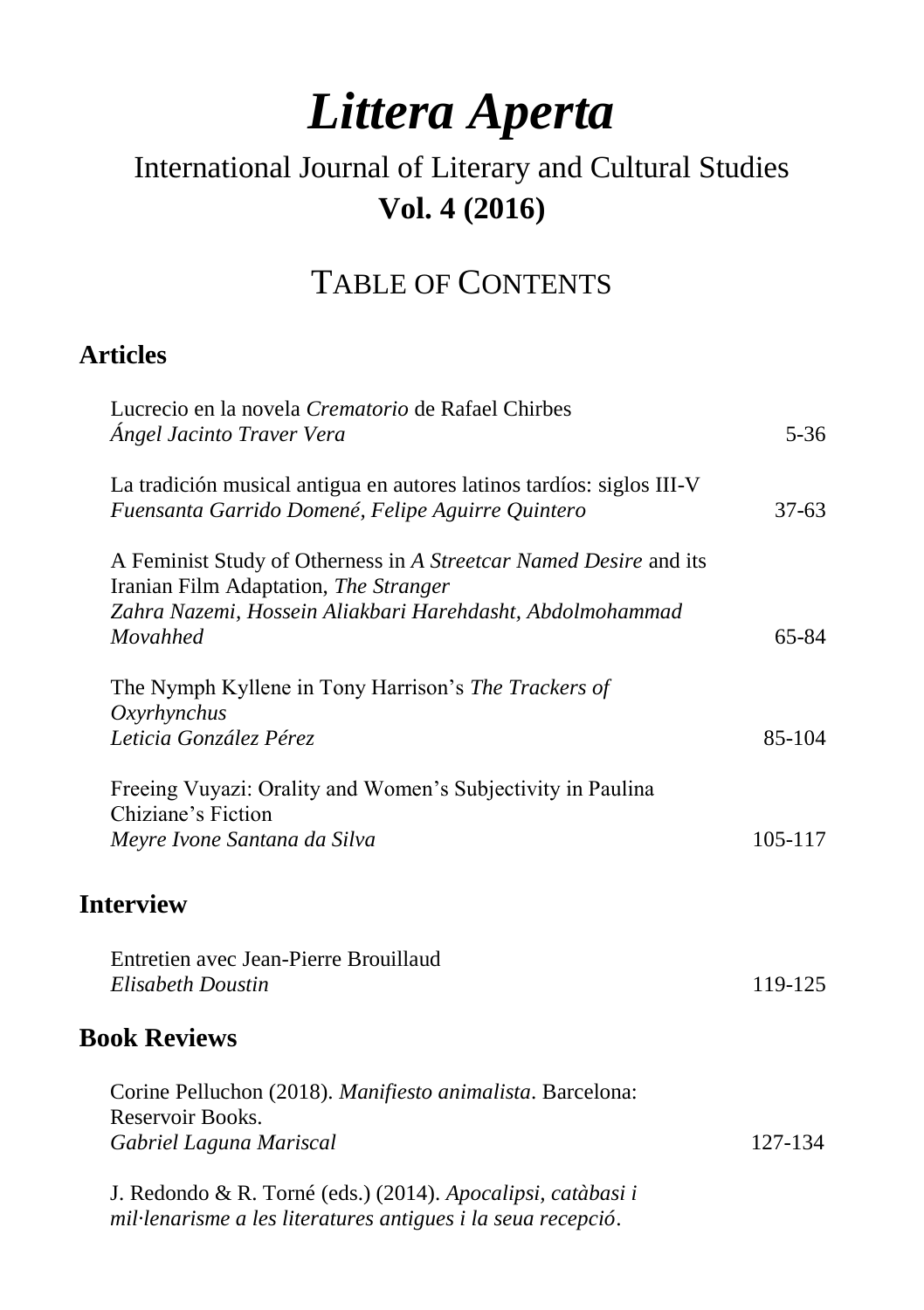# *Littera Aperta*

## International Journal of Literary and Cultural Studies
## **Vol. 4 (2016)**

## TABLE OF CONTENTS

### Articles

Lucrecio en la novela *Crematorio* de Rafael Chirbes
*Ángel Jacinto Traver Vera* 5-36

La tradición musical antigua en autores latinos tardíos: siglos III-V
*Fuensanta Garrido Domené, Felipe Aguirre Quintero* 37-63

A Feminist Study of Otherness in *A Streetcar Named Desire* and its Iranian Film Adaptation, *The Stranger*
*Zahra Nazemi, Hossein Aliakbari Harehdasht, Abdolmohammad Movahhed* 65-84

The Nymph Kyllene in Tony Harrison's *The Trackers of Oxyrhynchus*
*Leticia González Pérez* 85-104

Freeing Vuyazi: Orality and Women's Subjectivity in Paulina Chiziane's Fiction
*Meyre Ivone Santana da Silva* 105-117

### Interview

Entretien avec Jean-Pierre Brouillaud
*Elisabeth Doustin* 119-125

### Book Reviews

Corine Pelluchon (2018). *Manifiesto animalista*. Barcelona: Reservoir Books.
*Gabriel Laguna Mariscal* 127-134

J. Redondo & R. Torné (eds.) (2014). *Apocalipsi, catàbasi i mil·lenarisme a les literatures antigues i la seua recepció*.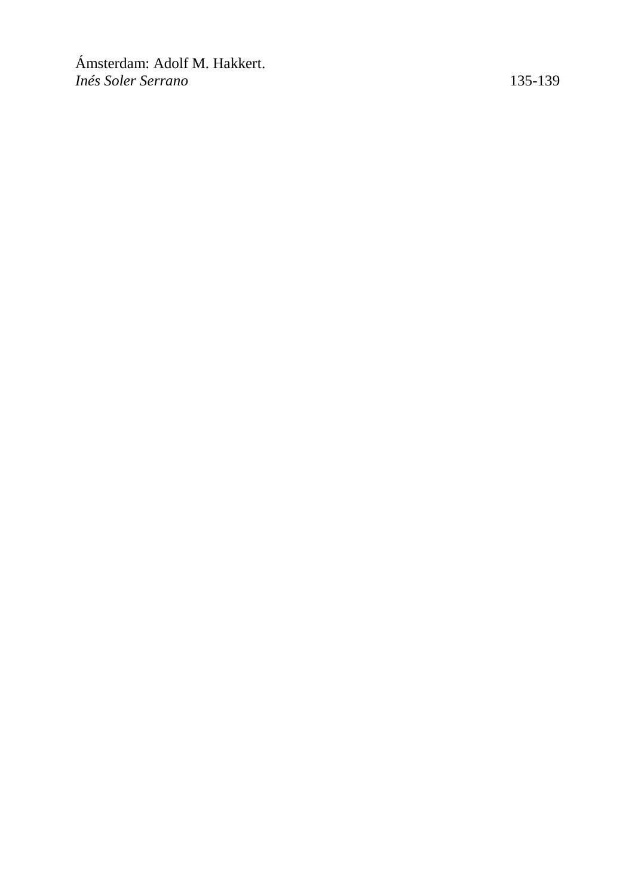Ámsterdam: Adolf M. Hakkert.

*Inés Soler Serrano* 135-139